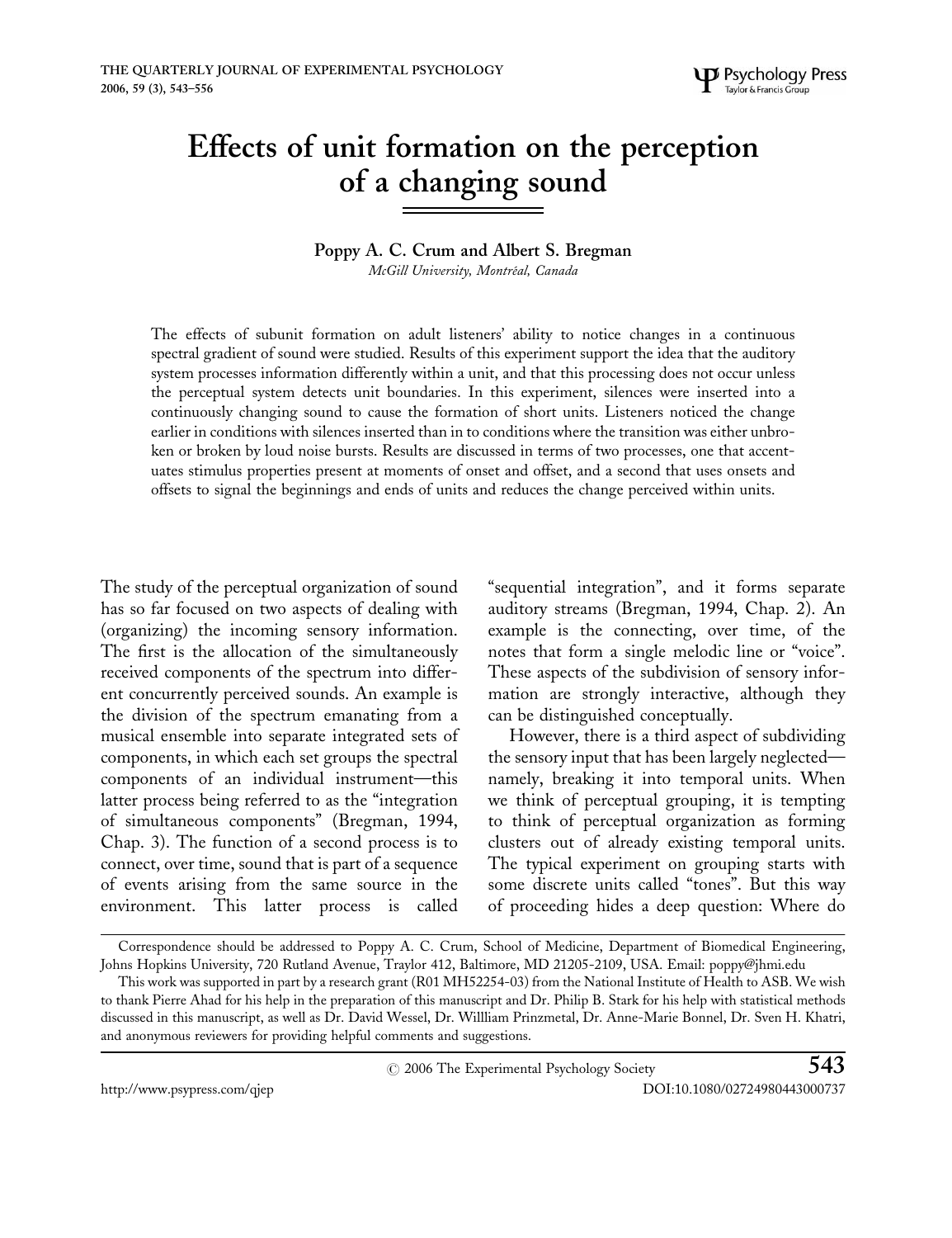# Effects of unit formation on the perception of a changing sound

**Poppy A. C. Crum and Albert S. Bregman**

*McGill University, Montréal, Canada*

The effects of subunit formation on adult listeners' ability to notice changes in a continuous spectral gradient of sound were studied. Results of this experiment support the idea that the auditory system processes information differently within a unit, and that this processing does not occur unless the perceptual system detects unit boundaries. In this experiment, silences were inserted into a continuously changing sound to cause the formation of short units. Listeners noticed the change earlier in conditions with silences inserted than in to conditions where the transition was either unbroken or broken by loud noise bursts. Results are discussed in terms of two processes, one that accentuates stimulus properties present at moments of onset and offset, and a second that uses onsets and offsets to signal the beginnings and ends of units and reduces the change perceived within units.

The study of the perceptual organization of sound has so far focused on two aspects of dealing with (organizing) the incoming sensory information. The first is the allocation of the simultaneously received components of the spectrum into different concurrently perceived sounds. An example is the division of the spectrum emanating from a musical ensemble into separate integrated sets of components, in which each set groups the spectral components of an individual instrument—this latter process being referred to as the "integration of simultaneous components" (Bregman, 1994, Chap. 3). The function of a second process is to connect, over time, sound that is part of a sequence of events arising from the same source in the environment. This latter process is called "sequential integration", and it forms separate auditory streams (Bregman, 1994, Chap. 2). An example is the connecting, over time, of the notes that form a single melodic line or "voice". These aspects of the subdivision of sensory information are strongly interactive, although they can be distinguished conceptually.

However, there is a third aspect of subdividing the sensory input that has been largely neglected—namely, breaking it into temporal units. When we think of perceptual grouping, it is tempting to think of perceptual organization as forming clusters out of already existing temporal units. The typical experiment on grouping starts with some discrete units called "tones". But this way of proceeding hides a deep question: Where do

---

Correspondence should be addressed to Poppy A. C. Crum, School of Medicine, Department of Biomedical Engineering, Johns Hopkins University, 720 Rutland Avenue, Traylor 412, Baltimore, MD 21205-2109, USA. Email: poppy@jhmi.edu

This work was supported in part by a research grant (R01 MH52254-03) from the National Institute of Health to ASB. We wish to thank Pierre Ahad for his help in the preparation of this manuscript and Dr. Philip B. Stark for his help with statistical methods discussed in this manuscript, as well as Dr. David Wessel, Dr. Willliam Prinzmetal, Dr. Anne-Marie Bonnel, Dr. Sven H. Khatri, and anonymous reviewers for providing helpful comments and suggestions.

© 2006 The Experimental Psychology Society

http://www.psypress.com/qjep DOI:10.1080/02724980443000737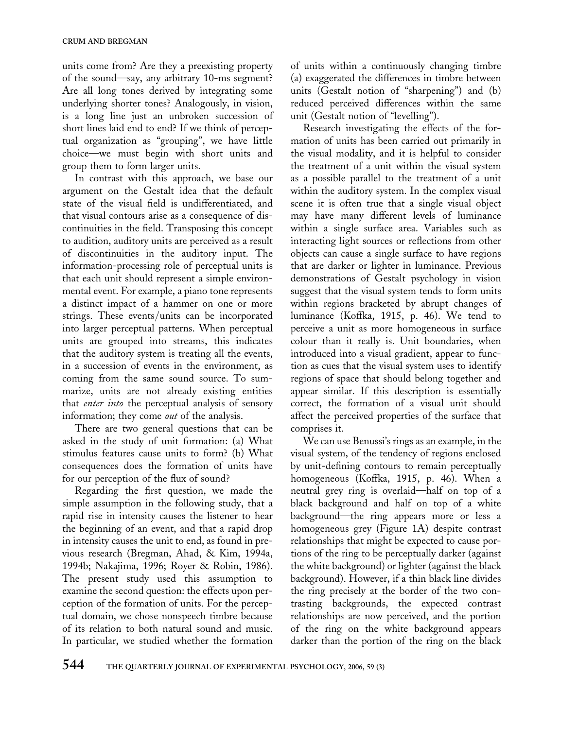units come from? Are they a preexisting property of the sound—say, any arbitrary 10-ms segment? Are all long tones derived by integrating some underlying shorter tones? Analogously, in vision, is a long line just an unbroken succession of short lines laid end to end? If we think of perceptual organization as "grouping", we have little choice—we must begin with short units and group them to form larger units.

In contrast with this approach, we base our argument on the Gestalt idea that the default state of the visual field is undifferentiated, and that visual contours arise as a consequence of discontinuities in the field. Transposing this concept to audition, auditory units are perceived as a result of discontinuities in the auditory input. The information-processing role of perceptual units is that each unit should represent a simple environmental event. For example, a piano tone represents a distinct impact of a hammer on one or more strings. These events/units can be incorporated into larger perceptual patterns. When perceptual units are grouped into streams, this indicates that the auditory system is treating all the events, in a succession of events in the environment, as coming from the same sound source. To summarize, units are not already existing entities that *enter into* the perceptual analysis of sensory information; they come *out* of the analysis.

There are two general questions that can be asked in the study of unit formation: (a) What stimulus features cause units to form? (b) What consequences does the formation of units have for our perception of the flux of sound?

Regarding the first question, we made the simple assumption in the following study, that a rapid rise in intensity causes the listener to hear the beginning of an event, and that a rapid drop in intensity causes the unit to end, as found in previous research (Bregman, Ahad, & Kim, 1994a, 1994b; Nakajima, 1996; Royer & Robin, 1986). The present study used this assumption to examine the second question: the effects upon perception of the formation of units. For the perceptual domain, we chose nonspeech timbre because of its relation to both natural sound and music. In particular, we studied whether the formation of units within a continuously changing timbre (a) exaggerated the differences in timbre between units (Gestalt notion of "sharpening") and (b) reduced perceived differences within the same unit (Gestalt notion of "levelling").

Research investigating the effects of the formation of units has been carried out primarily in the visual modality, and it is helpful to consider the treatment of a unit within the visual system as a possible parallel to the treatment of a unit within the auditory system. In the complex visual scene it is often true that a single visual object may have many different levels of luminance within a single surface area. Variables such as interacting light sources or reflections from other objects can cause a single surface to have regions that are darker or lighter in luminance. Previous demonstrations of Gestalt psychology in vision suggest that the visual system tends to form units within regions bracketed by abrupt changes of luminance (Koffka, 1915, p. 46). We tend to perceive a unit as more homogeneous in surface colour than it really is. Unit boundaries, when introduced into a visual gradient, appear to function as cues that the visual system uses to identify regions of space that should belong together and appear similar. If this description is essentially correct, the formation of a visual unit should affect the perceived properties of the surface that comprises it.

We can use Benussi's rings as an example, in the visual system, of the tendency of regions enclosed by unit-defining contours to remain perceptually homogeneous (Koffka, 1915, p. 46). When a neutral grey ring is overlaid—half on top of a black background and half on top of a white background—the ring appears more or less a homogeneous grey (Figure 1A) despite contrast relationships that might be expected to cause portions of the ring to be perceptually darker (against the white background) or lighter (against the black background). However, if a thin black line divides the ring precisely at the border of the two contrasting backgrounds, the expected contrast relationships are now perceived, and the portion of the ring on the white background appears darker than the portion of the ring on the black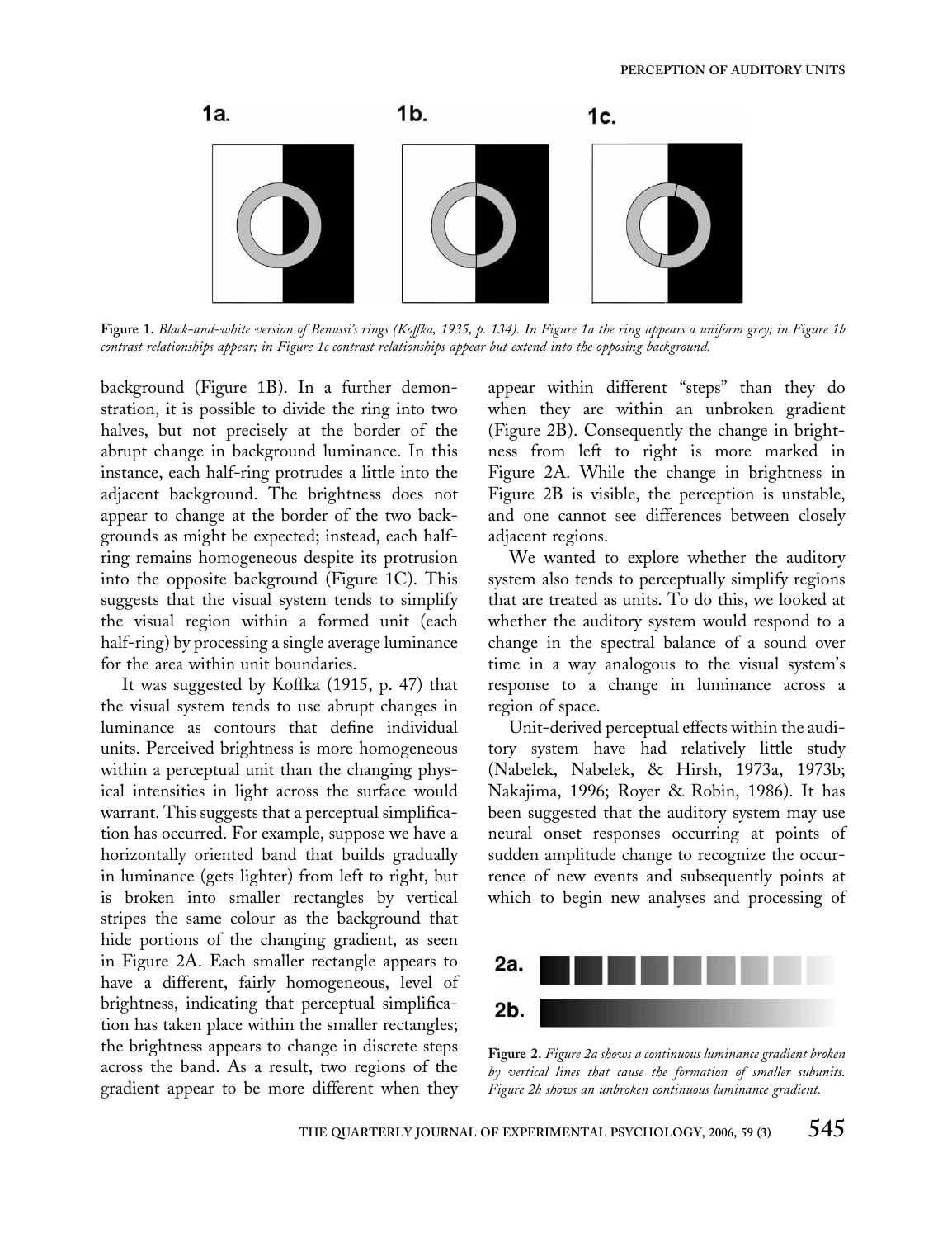1a. 1b. 1c.

**Figure 1.** *Black-and-white version of Benussi's rings (Koffka, 1935, p. 134). In Figure 1a the ring appears a uniform grey; in Figure 1b contrast relationships appear; in Figure 1c contrast relationships appear but extend into the opposing background.*

background (Figure 1B). In a further demonstration, it is possible to divide the ring into two halves, but not precisely at the border of the abrupt change in background luminance. In this instance, each half-ring protrudes a little into the adjacent background. The brightness does not appear to change at the border of the two backgrounds as might be expected; instead, each half-ring remains homogeneous despite its protrusion into the opposite background (Figure 1C). This suggests that the visual system tends to simplify the visual region within a formed unit (each half-ring) by processing a single average luminance for the area within unit boundaries.

It was suggested by Koffka (1915, p. 47) that the visual system tends to use abrupt changes in luminance as contours that define individual units. Perceived brightness is more homogeneous within a perceptual unit than the changing physical intensities in light across the surface would warrant. This suggests that a perceptual simplification has occurred. For example, suppose we have a horizontally oriented band that builds gradually in luminance (gets lighter) from left to right, but is broken into smaller rectangles by vertical stripes the same colour as the background that hide portions of the changing gradient, as seen in Figure 2A. Each smaller rectangle appears to have a different, fairly homogeneous, level of brightness, indicating that perceptual simplification has taken place within the smaller rectangles; the brightness appears to change in discrete steps across the band. As a result, two regions of the gradient appear to be more different when they appear within different "steps" than they do when they are within an unbroken gradient (Figure 2B). Consequently the change in brightness from left to right is more marked in Figure 2A. While the change in brightness in Figure 2B is visible, the perception is unstable, and one cannot see differences between closely adjacent regions.

We wanted to explore whether the auditory system also tends to perceptually simplify regions that are treated as units. To do this, we looked at whether the auditory system would respond to a change in the spectral balance of a sound over time in a way analogous to the visual system's response to a change in luminance across a region of space.

Unit-derived perceptual effects within the auditory system have had relatively little study (Nabelek, Nabelek, & Hirsh, 1973a, 1973b; Nakajima, 1996; Royer & Robin, 1986). It has been suggested that the auditory system may use neural onset responses occurring at points of sudden amplitude change to recognize the occurrence of new events and subsequently points at which to begin new analyses and processing of

2a.

2b.

**Figure 2.** *Figure 2a shows a continuous luminance gradient broken by vertical lines that cause the formation of smaller subunits. Figure 2b shows an unbroken continuous luminance gradient.*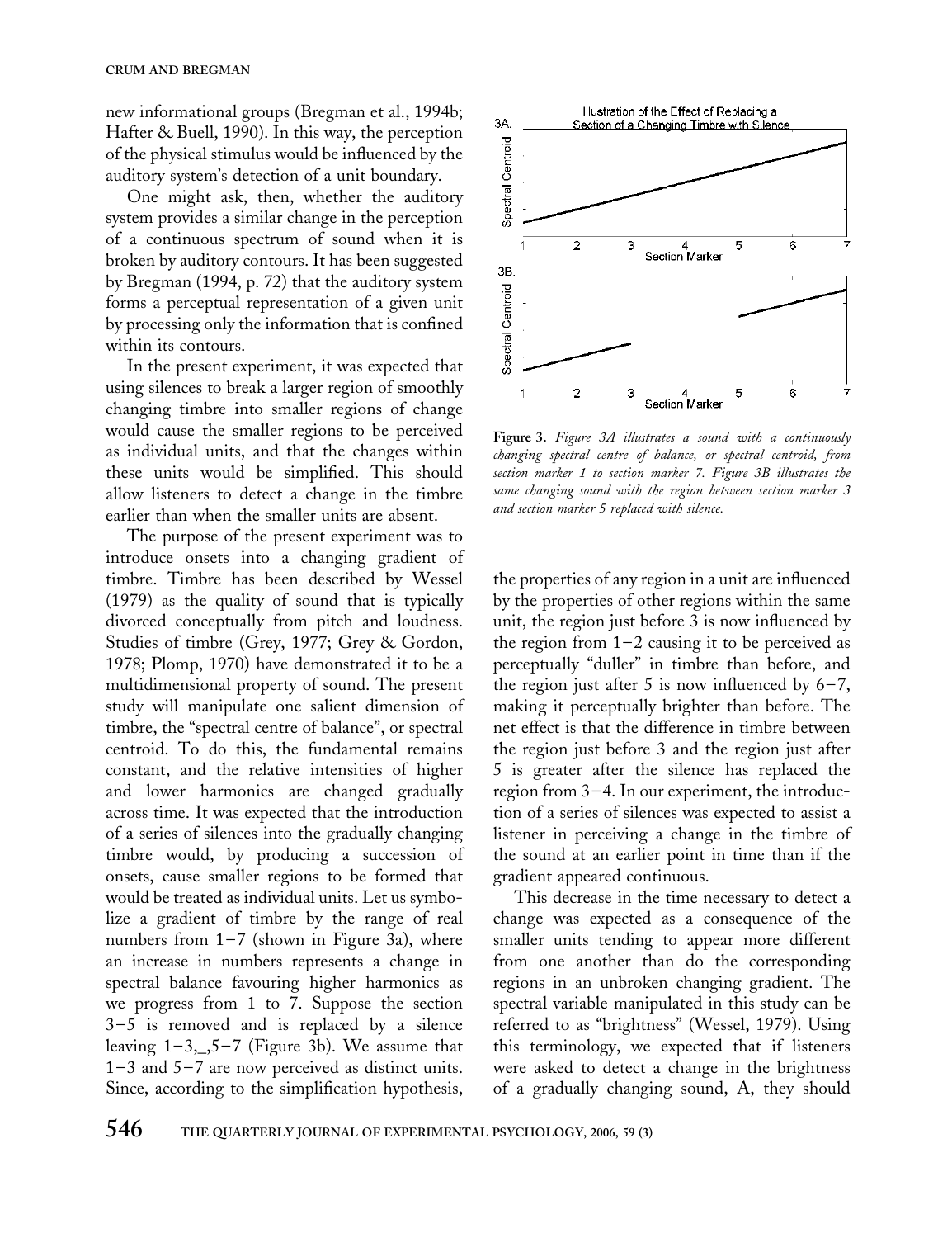new informational groups (Bregman et al., 1994b; Hafter & Buell, 1990). In this way, the perception of the physical stimulus would be influenced by the auditory system's detection of a unit boundary.

One might ask, then, whether the auditory system provides a similar change in the perception of a continuous spectrum of sound when it is broken by auditory contours. It has been suggested by Bregman (1994, p. 72) that the auditory system forms a perceptual representation of a given unit by processing only the information that is confined within its contours.

In the present experiment, it was expected that using silences to break a larger region of smoothly changing timbre into smaller regions of change would cause the smaller regions to be perceived as individual units, and that the changes within these units would be simplified. This should allow listeners to detect a change in the timbre earlier than when the smaller units are absent.

The purpose of the present experiment was to introduce onsets into a changing gradient of timbre. Timbre has been described by Wessel (1979) as the quality of sound that is typically divorced conceptually from pitch and loudness. Studies of timbre (Grey, 1977; Grey & Gordon, 1978; Plomp, 1970) have demonstrated it to be a multidimensional property of sound. The present study will manipulate one salient dimension of timbre, the "spectral centre of balance", or spectral centroid. To do this, the fundamental remains constant, and the relative intensities of higher and lower harmonics are changed gradually across time. It was expected that the introduction of a series of silences into the gradually changing timbre would, by producing a succession of onsets, cause smaller regions to be formed that would be treated as individual units. Let us symbolize a gradient of timbre by the range of real numbers from 1–7 (shown in Figure 3a), where an increase in numbers represents a change in spectral balance favouring higher harmonics as we progress from 1 to 7. Suppose the section 3–5 is removed and is replaced by a silence leaving 1–3,_,5–7 (Figure 3b). We assume that 1–3 and 5–7 are now perceived as distinct units. Since, according to the simplification hypothesis, the properties of any region in a unit are influenced by the properties of other regions within the same unit, the region just before 3 is now influenced by the region from 1–2 causing it to be perceived as perceptually "duller" in timbre than before, and the region just after 5 is now influenced by 6–7, making it perceptually brighter than before. The net effect is that the difference in timbre between the region just before 3 and the region just after 5 is greater after the silence has replaced the region from 3–4. In our experiment, the introduction of a series of silences was expected to assist a listener in perceiving a change in the timbre of the sound at an earlier point in time than if the gradient appeared continuous.

**Figure 3.** *Figure 3A illustrates a sound with a continuously changing spectral centre of balance, or spectral centroid, from section marker 1 to section marker 7. Figure 3B illustrates the same changing sound with the region between section marker 3 and section marker 5 replaced with silence.*

This decrease in the time necessary to detect a change was expected as a consequence of the smaller units tending to appear more different from one another than do the corresponding regions in an unbroken changing gradient. The spectral variable manipulated in this study can be referred to as "brightness" (Wessel, 1979). Using this terminology, we expected that if listeners were asked to detect a change in the brightness of a gradually changing sound, A, they should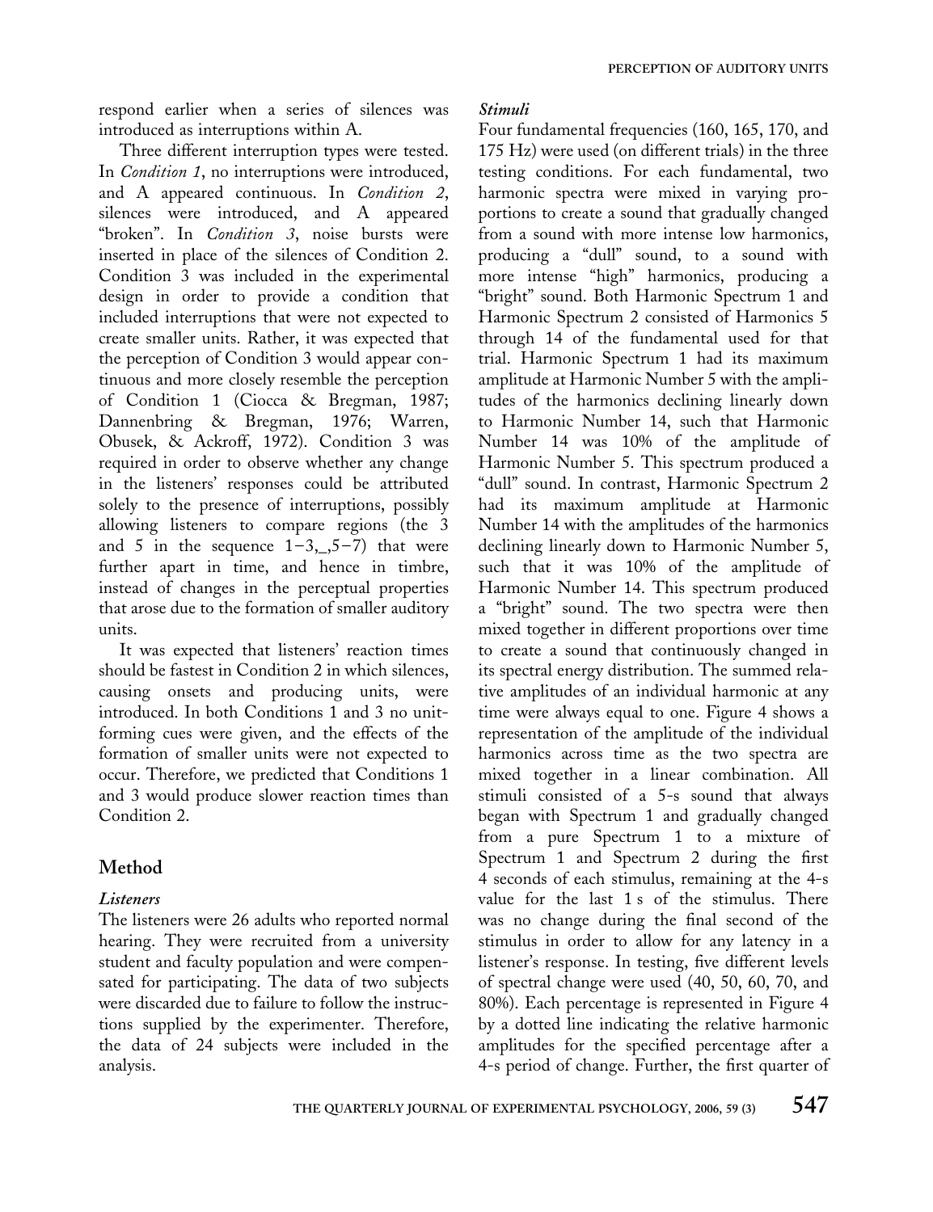respond earlier when a series of silences was introduced as interruptions within A.

Three different interruption types were tested. In *Condition 1*, no interruptions were introduced, and A appeared continuous. In *Condition 2*, silences were introduced, and A appeared "broken". In *Condition 3*, noise bursts were inserted in place of the silences of Condition 2. Condition 3 was included in the experimental design in order to provide a condition that included interruptions that were not expected to create smaller units. Rather, it was expected that the perception of Condition 3 would appear continuous and more closely resemble the perception of Condition 1 (Ciocca & Bregman, 1987; Dannenbring & Bregman, 1976; Warren, Obusek, & Ackroff, 1972). Condition 3 was required in order to observe whether any change in the listeners' responses could be attributed solely to the presence of interruptions, possibly allowing listeners to compare regions (the 3 and 5 in the sequence 1–3,_,5–7) that were further apart in time, and hence in timbre, instead of changes in the perceptual properties that arose due to the formation of smaller auditory units.

It was expected that listeners' reaction times should be fastest in Condition 2 in which silences, causing onsets and producing units, were introduced. In both Conditions 1 and 3 no unit-forming cues were given, and the effects of the formation of smaller units were not expected to occur. Therefore, we predicted that Conditions 1 and 3 would produce slower reaction times than Condition 2.

## Method

### *Listeners*

The listeners were 26 adults who reported normal hearing. They were recruited from a university student and faculty population and were compensated for participating. The data of two subjects were discarded due to failure to follow the instructions supplied by the experimenter. Therefore, the data of 24 subjects were included in the analysis.

### *Stimuli*

Four fundamental frequencies (160, 165, 170, and 175 Hz) were used (on different trials) in the three testing conditions. For each fundamental, two harmonic spectra were mixed in varying proportions to create a sound that gradually changed from a sound with more intense low harmonics, producing a "dull" sound, to a sound with more intense "high" harmonics, producing a "bright" sound. Both Harmonic Spectrum 1 and Harmonic Spectrum 2 consisted of Harmonics 5 through 14 of the fundamental used for that trial. Harmonic Spectrum 1 had its maximum amplitude at Harmonic Number 5 with the amplitudes of the harmonics declining linearly down to Harmonic Number 14, such that Harmonic Number 14 was 10% of the amplitude of Harmonic Number 5. This spectrum produced a "dull" sound. In contrast, Harmonic Spectrum 2 had its maximum amplitude at Harmonic Number 14 with the amplitudes of the harmonics declining linearly down to Harmonic Number 5, such that it was 10% of the amplitude of Harmonic Number 14. This spectrum produced a "bright" sound. The two spectra were then mixed together in different proportions over time to create a sound that continuously changed in its spectral energy distribution. The summed relative amplitudes of an individual harmonic at any time were always equal to one. Figure 4 shows a representation of the amplitude of the individual harmonics across time as the two spectra are mixed together in a linear combination. All stimuli consisted of a 5-s sound that always began with Spectrum 1 and gradually changed from a pure Spectrum 1 to a mixture of Spectrum 1 and Spectrum 2 during the first 4 seconds of each stimulus, remaining at the 4-s value for the last 1 s of the stimulus. There was no change during the final second of the stimulus in order to allow for any latency in a listener's response. In testing, five different levels of spectral change were used (40, 50, 60, 70, and 80%). Each percentage is represented in Figure 4 by a dotted line indicating the relative harmonic amplitudes for the specified percentage after a 4-s period of change. Further, the first quarter of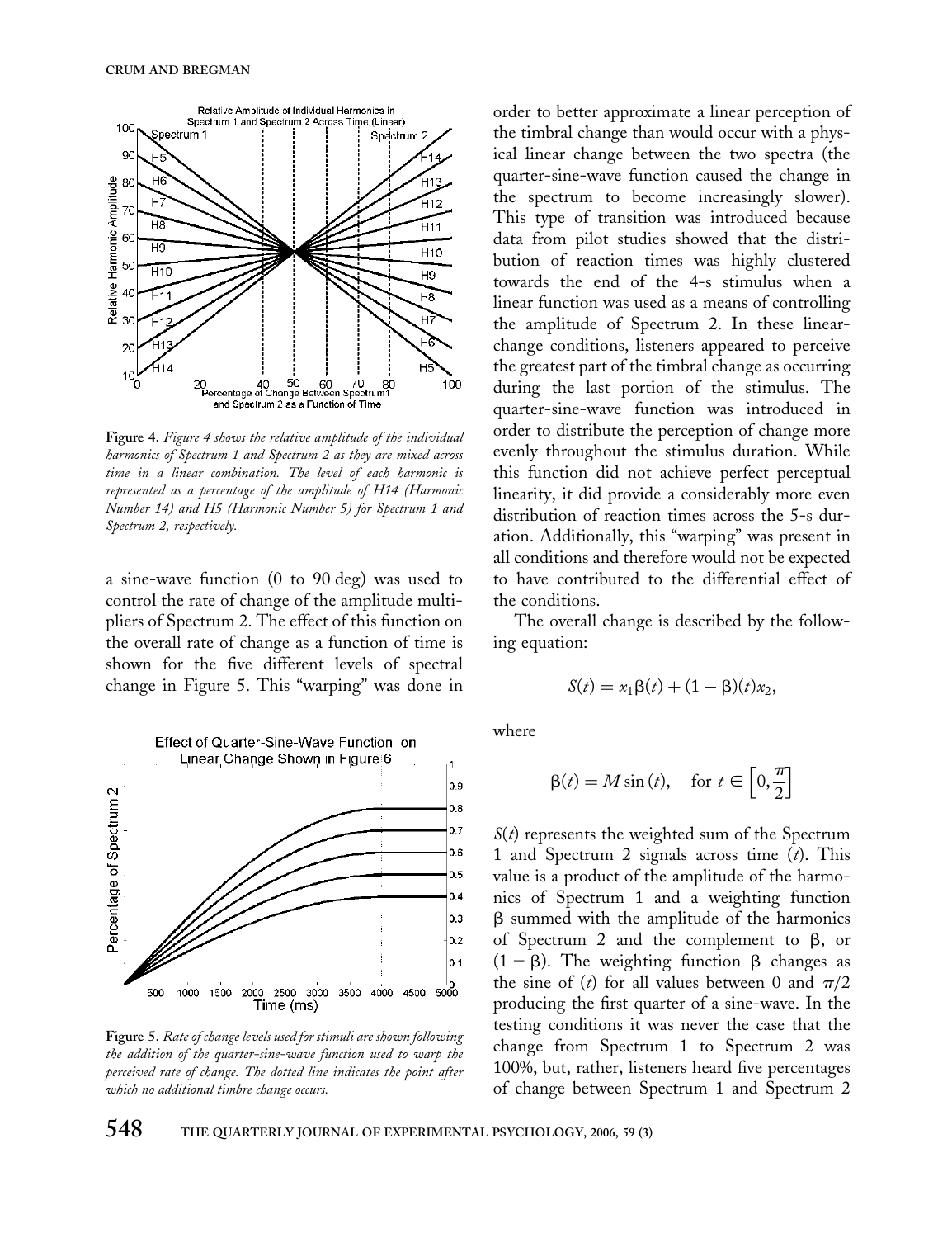**Figure 4.** *Figure 4 shows the relative amplitude of the individual harmonics of Spectrum 1 and Spectrum 2 as they are mixed across time in a linear combination. The level of each harmonic is represented as a percentage of the amplitude of H14 (Harmonic Number 14) and H5 (Harmonic Number 5) for Spectrum 1 and Spectrum 2, respectively.*

a sine-wave function (0 to 90 deg) was used to control the rate of change of the amplitude multipliers of Spectrum 2. The effect of this function on the overall rate of change as a function of time is shown for the five different levels of spectral change in Figure 5. This "warping" was done in order to better approximate a linear perception of the timbral change than would occur with a physical linear change between the two spectra (the quarter-sine-wave function caused the change in the spectrum to become increasingly slower). This type of transition was introduced because data from pilot studies showed that the distribution of reaction times was highly clustered towards the end of the 4-s stimulus when a linear function was used as a means of controlling the amplitude of Spectrum 2. In these linear-change conditions, listeners appeared to perceive the greatest part of the timbral change as occurring during the last portion of the stimulus. The quarter-sine-wave function was introduced in order to distribute the perception of change more evenly throughout the stimulus duration. While this function did not achieve perfect perceptual linearity, it did provide a considerably more even distribution of reaction times across the 5-s duration. Additionally, this "warping" was present in all conditions and therefore would not be expected to have contributed to the differential effect of the conditions.

**Figure 5.** *Rate of change levels used for stimuli are shown following the addition of the quarter-sine-wave function used to warp the perceived rate of change. The dotted line indicates the point after which no additional timbre change occurs.*

The overall change is described by the following equation:

$$S(t) = x_1\beta(t) + (1 - \beta)(t)x_2,$$

where

$$\beta(t) = M \sin(t), \quad \text{for } t \in \left[0, \frac{\pi}{2}\right]$$

$S(t)$ represents the weighted sum of the Spectrum 1 and Spectrum 2 signals across time ($t$). This value is a product of the amplitude of the harmonics of Spectrum 1 and a weighting function $\beta$ summed with the amplitude of the harmonics of Spectrum 2 and the complement to $\beta$, or $(1 - \beta)$. The weighting function $\beta$ changes as the sine of ($t$) for all values between 0 and $\pi/2$ producing the first quarter of a sine-wave. In the testing conditions it was never the case that the change from Spectrum 1 to Spectrum 2 was 100%, but, rather, listeners heard five percentages of change between Spectrum 1 and Spectrum 2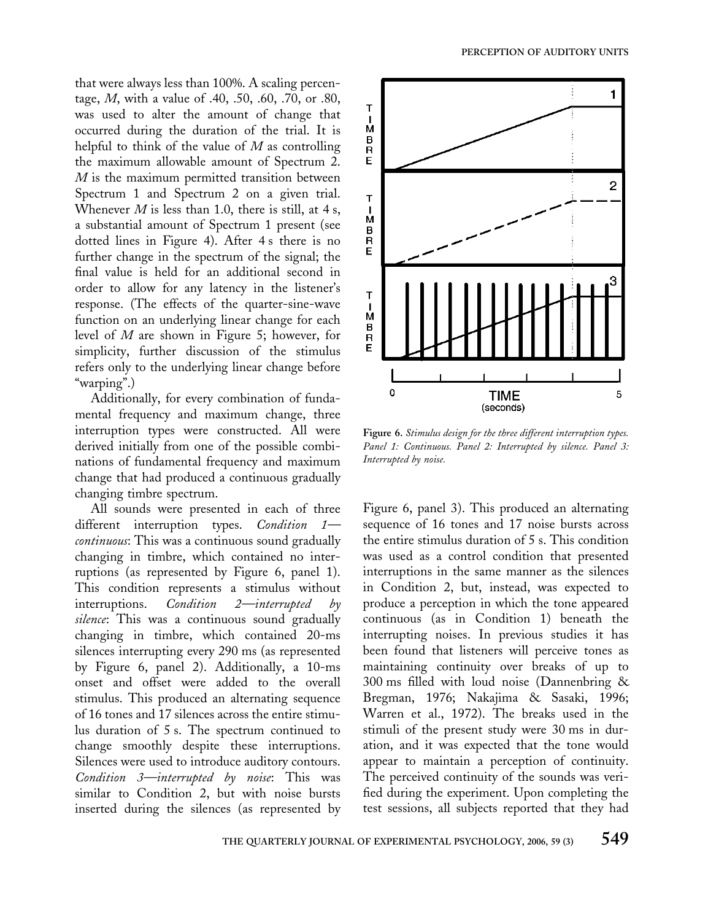that were always less than 100%. A scaling percentage, $M$, with a value of .40, .50, .60, .70, or .80, was used to alter the amount of change that occurred during the duration of the trial. It is helpful to think of the value of $M$ as controlling the maximum allowable amount of Spectrum 2. $M$ is the maximum permitted transition between Spectrum 1 and Spectrum 2 on a given trial. Whenever $M$ is less than 1.0, there is still, at 4 s, a substantial amount of Spectrum 1 present (see dotted lines in Figure 4). After 4 s there is no further change in the spectrum of the signal; the final value is held for an additional second in order to allow for any latency in the listener's response. (The effects of the quarter-sine-wave function on an underlying linear change for each level of $M$ are shown in Figure 5; however, for simplicity, further discussion of the stimulus refers only to the underlying linear change before "warping".)

Additionally, for every combination of fundamental frequency and maximum change, three interruption types were constructed. All were derived initially from one of the possible combinations of fundamental frequency and maximum change that had produced a continuous gradually changing timbre spectrum.

All sounds were presented in each of three different interruption types. *Condition 1—continuous*: This was a continuous sound gradually changing in timbre, which contained no interruptions (as represented by Figure 6, panel 1). This condition represents a stimulus without interruptions. *Condition 2—interrupted by silence*: This was a continuous sound gradually changing in timbre, which contained 20-ms silences interrupting every 290 ms (as represented by Figure 6, panel 2). Additionally, a 10-ms onset and offset were added to the overall stimulus. This produced an alternating sequence of 16 tones and 17 silences across the entire stimulus duration of 5 s. The spectrum continued to change smoothly despite these interruptions. Silences were used to introduce auditory contours. *Condition 3—interrupted by noise*: This was similar to Condition 2, but with noise bursts inserted during the silences (as represented by Figure 6, panel 3). This produced an alternating sequence of 16 tones and 17 noise bursts across the entire stimulus duration of 5 s. This condition was used as a control condition that presented interruptions in the same manner as the silences in Condition 2, but, instead, was expected to produce a perception in which the tone appeared continuous (as in Condition 1) beneath the interrupting noises. In previous studies it has been found that listeners will perceive tones as maintaining continuity over breaks of up to 300 ms filled with loud noise (Dannenbring & Bregman, 1976; Nakajima & Sasaki, 1996; Warren et al., 1972). The breaks used in the stimuli of the present study were 30 ms in duration, and it was expected that the tone would appear to maintain a perception of continuity. The perceived continuity of the sounds was verified during the experiment. Upon completing the test sessions, all subjects reported that they had

**Figure 6.** *Stimulus design for the three different interruption types. Panel 1: Continuous. Panel 2: Interrupted by silence. Panel 3: Interrupted by noise.*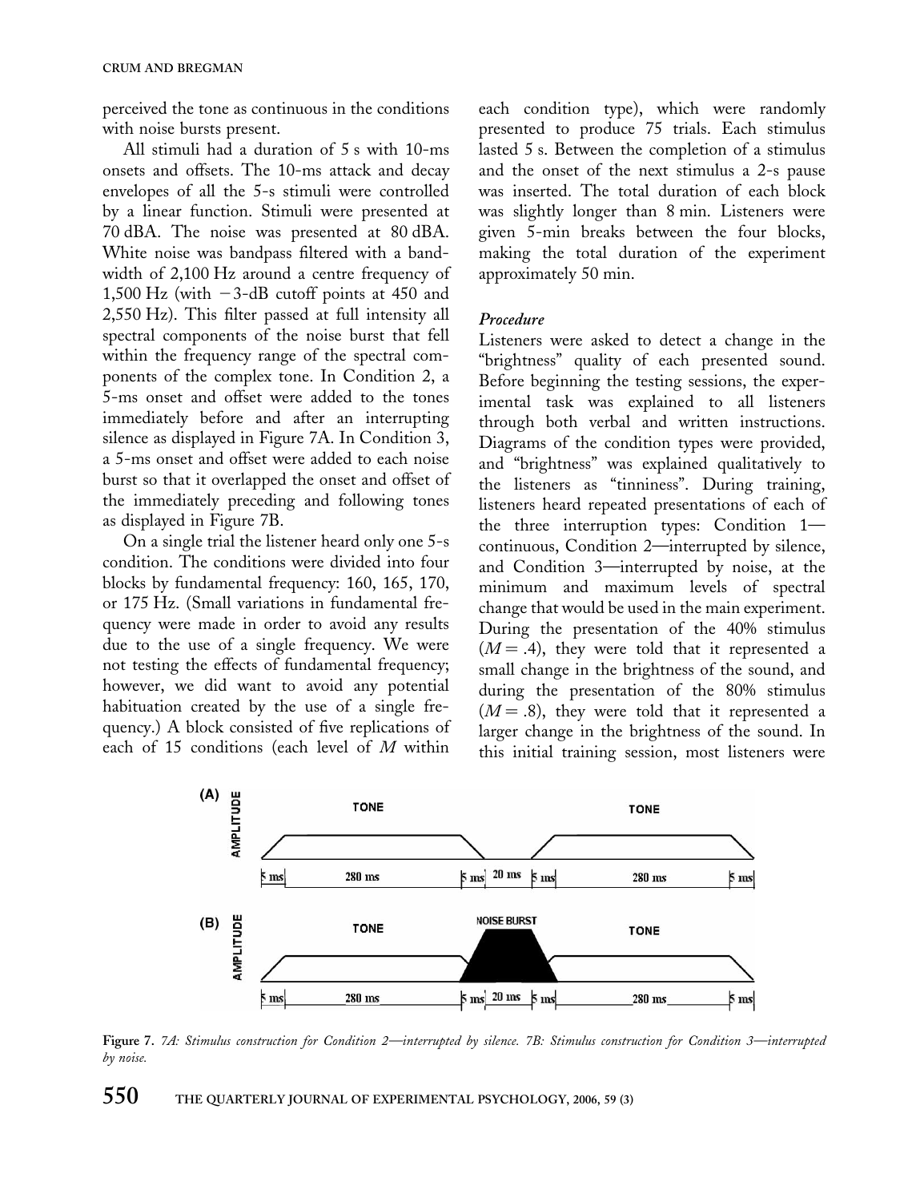perceived the tone as continuous in the conditions with noise bursts present.

All stimuli had a duration of 5 s with 10-ms onsets and offsets. The 10-ms attack and decay envelopes of all the 5-s stimuli were controlled by a linear function. Stimuli were presented at 70 dBA. The noise was presented at 80 dBA. White noise was bandpass filtered with a bandwidth of 2,100 Hz around a centre frequency of 1,500 Hz (with −3-dB cutoff points at 450 and 2,550 Hz). This filter passed at full intensity all spectral components of the noise burst that fell within the frequency range of the spectral components of the complex tone. In Condition 2, a 5-ms onset and offset were added to the tones immediately before and after an interrupting silence as displayed in Figure 7A. In Condition 3, a 5-ms onset and offset were added to each noise burst so that it overlapped the onset and offset of the immediately preceding and following tones as displayed in Figure 7B.

On a single trial the listener heard only one 5-s condition. The conditions were divided into four blocks by fundamental frequency: 160, 165, 170, or 175 Hz. (Small variations in fundamental frequency were made in order to avoid any results due to the use of a single frequency. We were not testing the effects of fundamental frequency; however, we did want to avoid any potential habituation created by the use of a single frequency.) A block consisted of five replications of each of 15 conditions (each level of $M$ within each condition type), which were randomly presented to produce 75 trials. Each stimulus lasted 5 s. Between the completion of a stimulus and the onset of the next stimulus a 2-s pause was inserted. The total duration of each block was slightly longer than 8 min. Listeners were given 5-min breaks between the four blocks, making the total duration of the experiment approximately 50 min.

### *Procedure*

Listeners were asked to detect a change in the "brightness" quality of each presented sound. Before beginning the testing sessions, the experimental task was explained to all listeners through both verbal and written instructions. Diagrams of the condition types were provided, and "brightness" was explained qualitatively to the listeners as "tinniness". During training, listeners heard repeated presentations of each of the three interruption types: Condition 1—continuous, Condition 2—interrupted by silence, and Condition 3—interrupted by noise, at the minimum and maximum levels of spectral change that would be used in the main experiment. During the presentation of the 40% stimulus ($M = .4$), they were told that it represented a small change in the brightness of the sound, and during the presentation of the 80% stimulus ($M = .8$), they were told that it represented a larger change in the brightness of the sound. In this initial training session, most listeners were

**Figure 7.** *7A: Stimulus construction for Condition 2—interrupted by silence. 7B: Stimulus construction for Condition 3—interrupted by noise.*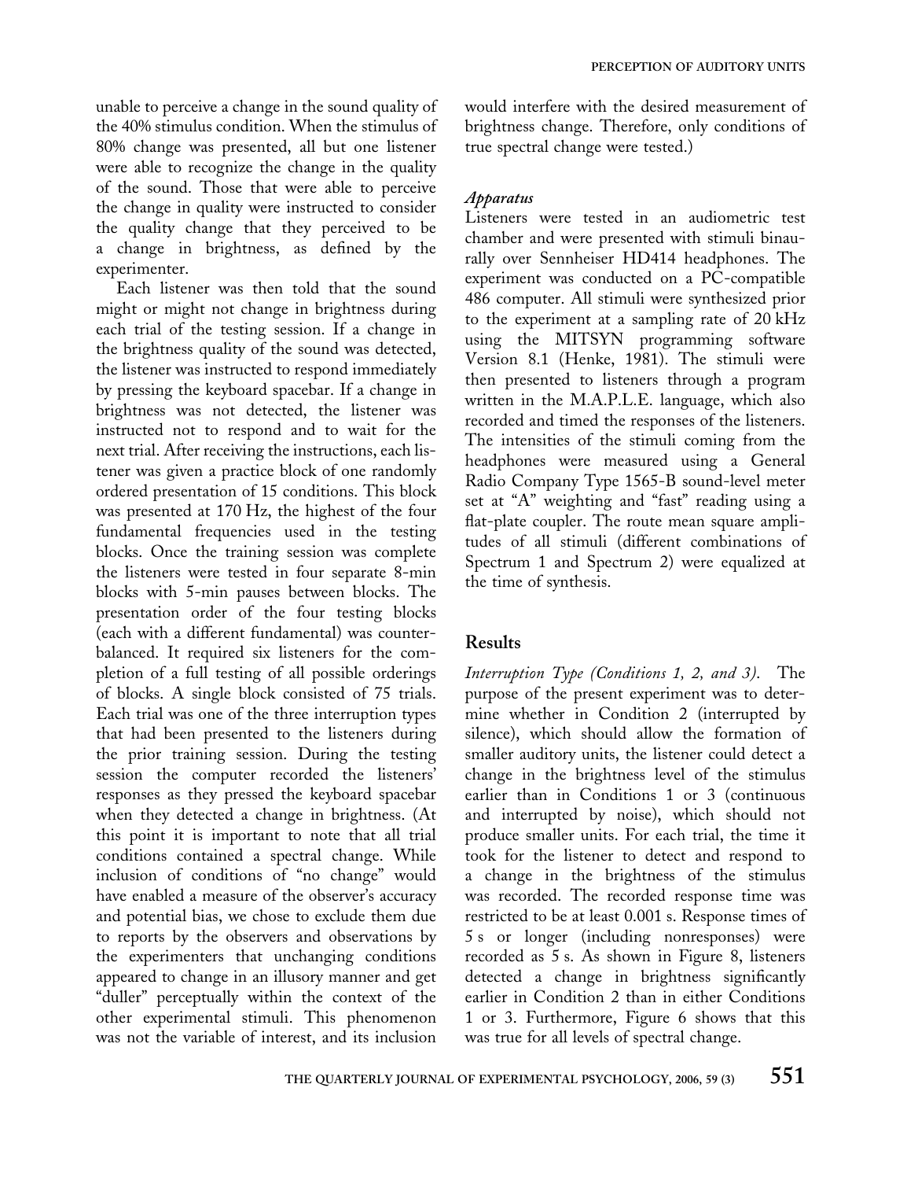unable to perceive a change in the sound quality of the 40% stimulus condition. When the stimulus of 80% change was presented, all but one listener were able to recognize the change in the quality of the sound. Those that were able to perceive the change in quality were instructed to consider the quality change that they perceived to be a change in brightness, as defined by the experimenter.

Each listener was then told that the sound might or might not change in brightness during each trial of the testing session. If a change in the brightness quality of the sound was detected, the listener was instructed to respond immediately by pressing the keyboard spacebar. If a change in brightness was not detected, the listener was instructed not to respond and to wait for the next trial. After receiving the instructions, each listener was given a practice block of one randomly ordered presentation of 15 conditions. This block was presented at 170 Hz, the highest of the four fundamental frequencies used in the testing blocks. Once the training session was complete the listeners were tested in four separate 8-min blocks with 5-min pauses between blocks. The presentation order of the four testing blocks (each with a different fundamental) was counterbalanced. It required six listeners for the completion of a full testing of all possible orderings of blocks. A single block consisted of 75 trials. Each trial was one of the three interruption types that had been presented to the listeners during the prior training session. During the testing session the computer recorded the listeners' responses as they pressed the keyboard spacebar when they detected a change in brightness. (At this point it is important to note that all trial conditions contained a spectral change. While inclusion of conditions of "no change" would have enabled a measure of the observer's accuracy and potential bias, we chose to exclude them due to reports by the observers and observations by the experimenters that unchanging conditions appeared to change in an illusory manner and get "duller" perceptually within the context of the other experimental stimuli. This phenomenon was not the variable of interest, and its inclusion would interfere with the desired measurement of brightness change. Therefore, only conditions of true spectral change were tested.)

### *Apparatus*

Listeners were tested in an audiometric test chamber and were presented with stimuli binaurally over Sennheiser HD414 headphones. The experiment was conducted on a PC-compatible 486 computer. All stimuli were synthesized prior to the experiment at a sampling rate of 20 kHz using the MITSYN programming software Version 8.1 (Henke, 1981). The stimuli were then presented to listeners through a program written in the M.A.P.L.E. language, which also recorded and timed the responses of the listeners. The intensities of the stimuli coming from the headphones were measured using a General Radio Company Type 1565-B sound-level meter set at "A" weighting and "fast" reading using a flat-plate coupler. The route mean square amplitudes of all stimuli (different combinations of Spectrum 1 and Spectrum 2) were equalized at the time of synthesis.

## Results

*Interruption Type (Conditions 1, 2, and 3).* The purpose of the present experiment was to determine whether in Condition 2 (interrupted by silence), which should allow the formation of smaller auditory units, the listener could detect a change in the brightness level of the stimulus earlier than in Conditions 1 or 3 (continuous and interrupted by noise), which should not produce smaller units. For each trial, the time it took for the listener to detect and respond to a change in the brightness of the stimulus was recorded. The recorded response time was restricted to be at least 0.001 s. Response times of 5 s or longer (including nonresponses) were recorded as 5 s. As shown in Figure 8, listeners detected a change in brightness significantly earlier in Condition 2 than in either Conditions 1 or 3. Furthermore, Figure 6 shows that this was true for all levels of spectral change.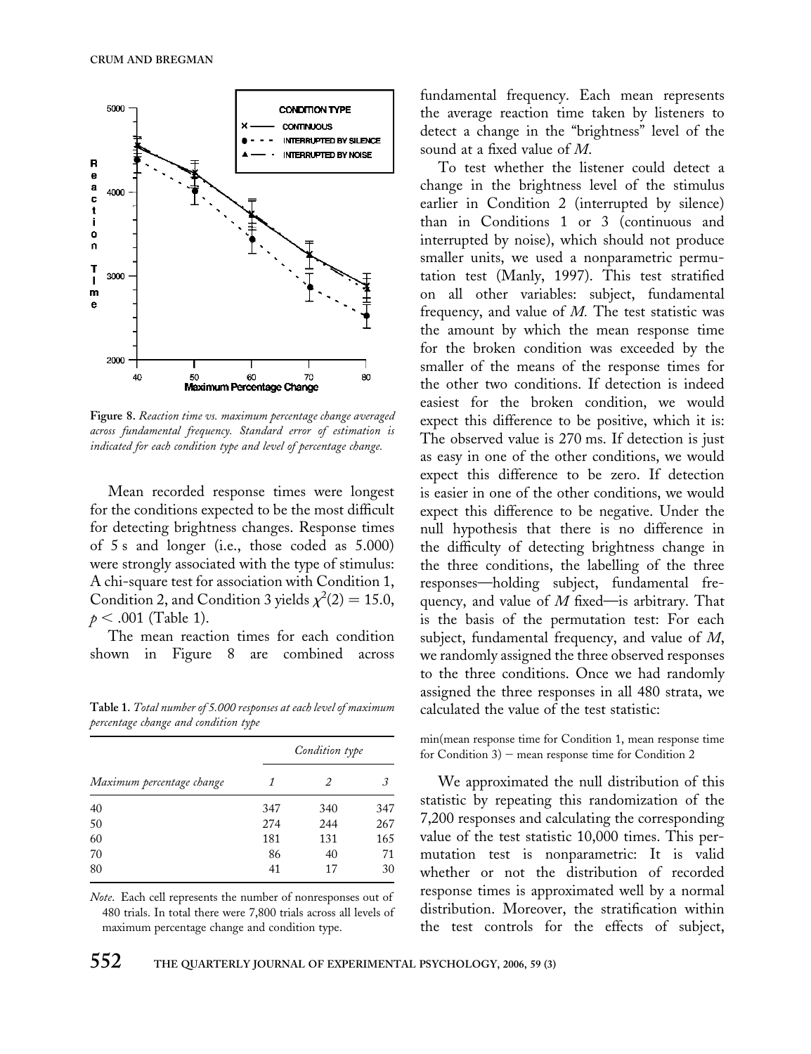Figure 8. *Reaction time vs. maximum percentage change averaged across fundamental frequency. Standard error of estimation is indicated for each condition type and level of percentage change.*

Mean recorded response times were longest for the conditions expected to be the most difficult for detecting brightness changes. Response times of 5 s and longer (i.e., those coded as 5.000) were strongly associated with the type of stimulus: A chi-square test for association with Condition 1, Condition 2, and Condition 3 yields $\chi^2(2) = 15.0$, $p < .001$ (Table 1).

The mean reaction times for each condition shown in Figure 8 are combined across fundamental frequency. Each mean represents the average reaction time taken by listeners to detect a change in the "brightness" level of the sound at a fixed value of $M$.

To test whether the listener could detect a change in the brightness level of the stimulus earlier in Condition 2 (interrupted by silence) than in Conditions 1 or 3 (continuous and interrupted by noise), which should not produce smaller units, we used a nonparametric permutation test (Manly, 1997). This test stratified on all other variables: subject, fundamental frequency, and value of $M$. The test statistic was the amount by which the mean response time for the broken condition was exceeded by the smaller of the means of the response times for the other two conditions. If detection is indeed easiest for the broken condition, we would expect this difference to be positive, which it is: The observed value is 270 ms. If detection is just as easy in one of the other conditions, we would expect this difference to be zero. If detection is easier in one of the other conditions, we would expect this difference to be negative. Under the null hypothesis that there is no difference in the difficulty of detecting brightness change in the three conditions, the labelling of the three responses—holding subject, fundamental frequency, and value of $M$ fixed—is arbitrary. That is the basis of the permutation test: For each subject, fundamental frequency, and value of $M$, we randomly assigned the three observed responses to the three conditions. Once we had randomly assigned the three responses in all 480 strata, we calculated the value of the test statistic:

min(mean response time for Condition 1, mean response time for Condition 3) − mean response time for Condition 2

We approximated the null distribution of this statistic by repeating this randomization of the 7,200 responses and calculating the corresponding value of the test statistic 10,000 times. This permutation test is nonparametric: It is valid whether or not the distribution of recorded response times is approximated well by a normal distribution. Moreover, the stratification within the test controls for the effects of subject,

**Table 1.** *Total number of 5.000 responses at each level of maximum percentage change and condition type*

| | *Condition type* | | |
|---|---|---|---|
| *Maximum percentage change* | *1* | *2* | *3* |
| 40 | 347 | 340 | 347 |
| 50 | 274 | 244 | 267 |
| 60 | 181 | 131 | 165 |
| 70 | 86 | 40 | 71 |
| 80 | 41 | 17 | 30 |

*Note*. Each cell represents the number of nonresponses out of 480 trials. In total there were 7,800 trials across all levels of maximum percentage change and condition type.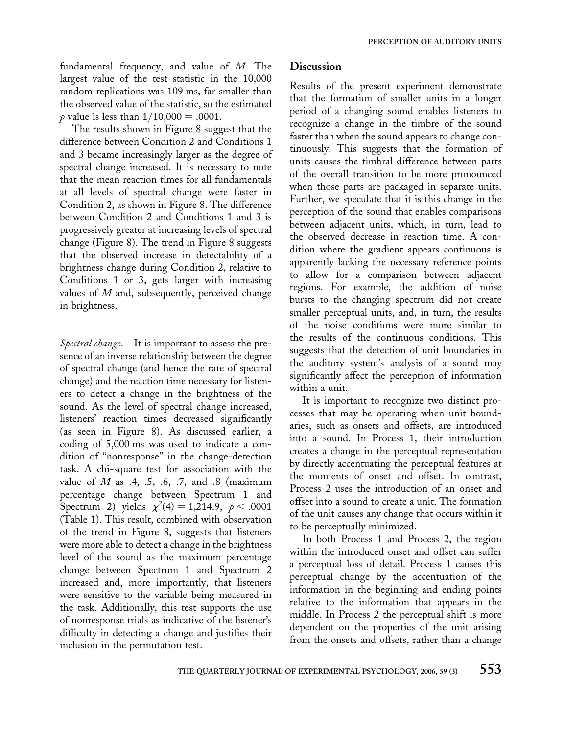fundamental frequency, and value of *M*. The largest value of the test statistic in the 10,000 random replications was 109 ms, far smaller than the observed value of the statistic, so the estimated $p$ value is less than $1/10{,}000 = .0001$.

The results shown in Figure 8 suggest that the difference between Condition 2 and Conditions 1 and 3 became increasingly larger as the degree of spectral change increased. It is necessary to note that the mean reaction times for all fundamentals at all levels of spectral change were faster in Condition 2, as shown in Figure 8. The difference between Condition 2 and Conditions 1 and 3 is progressively greater at increasing levels of spectral change (Figure 8). The trend in Figure 8 suggests that the observed increase in detectability of a brightness change during Condition 2, relative to Conditions 1 or 3, gets larger with increasing values of *M* and, subsequently, perceived change in brightness.

*Spectral change*. It is important to assess the presence of an inverse relationship between the degree of spectral change (and hence the rate of spectral change) and the reaction time necessary for listeners to detect a change in the brightness of the sound. As the level of spectral change increased, listeners' reaction times decreased significantly (as seen in Figure 8). As discussed earlier, a coding of 5,000 ms was used to indicate a condition of "nonresponse" in the change-detection task. A chi-square test for association with the value of *M* as .4, .5, .6, .7, and .8 (maximum percentage change between Spectrum 1 and Spectrum 2) yields $\chi^2(4) = 1{,}214.9$, $p < .0001$ (Table 1). This result, combined with observation of the trend in Figure 8, suggests that listeners were more able to detect a change in the brightness level of the sound as the maximum percentage change between Spectrum 1 and Spectrum 2 increased and, more importantly, that listeners were sensitive to the variable being measured in the task. Additionally, this test supports the use of nonresponse trials as indicative of the listener's difficulty in detecting a change and justifies their inclusion in the permutation test.

## Discussion

Results of the present experiment demonstrate that the formation of smaller units in a longer period of a changing sound enables listeners to recognize a change in the timbre of the sound faster than when the sound appears to change continuously. This suggests that the formation of units causes the timbral difference between parts of the overall transition to be more pronounced when those parts are packaged in separate units. Further, we speculate that it is this change in the perception of the sound that enables comparisons between adjacent units, which, in turn, lead to the observed decrease in reaction time. A condition where the gradient appears continuous is apparently lacking the necessary reference points to allow for a comparison between adjacent regions. For example, the addition of noise bursts to the changing spectrum did not create smaller perceptual units, and, in turn, the results of the noise conditions were more similar to the results of the continuous conditions. This suggests that the detection of unit boundaries in the auditory system's analysis of a sound may significantly affect the perception of information within a unit.

It is important to recognize two distinct processes that may be operating when unit boundaries, such as onsets and offsets, are introduced into a sound. In Process 1, their introduction creates a change in the perceptual representation by directly accentuating the perceptual features at the moments of onset and offset. In contrast, Process 2 uses the introduction of an onset and offset into a sound to create a unit. The formation of the unit causes any change that occurs within it to be perceptually minimized.

In both Process 1 and Process 2, the region within the introduced onset and offset can suffer a perceptual loss of detail. Process 1 causes this perceptual change by the accentuation of the information in the beginning and ending points relative to the information that appears in the middle. In Process 2 the perceptual shift is more dependent on the properties of the unit arising from the onsets and offsets, rather than a change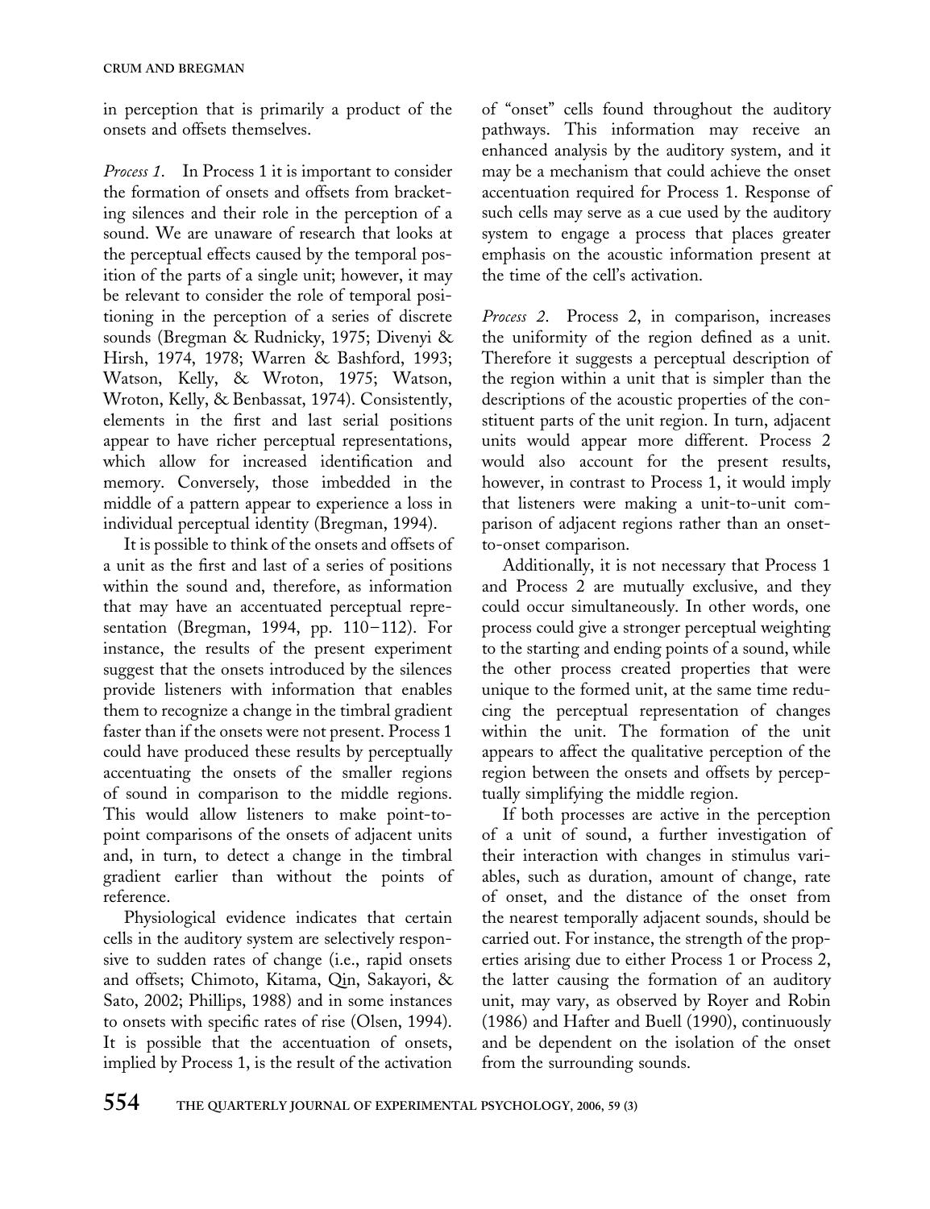in perception that is primarily a product of the onsets and offsets themselves.

*Process 1*. In Process 1 it is important to consider the formation of onsets and offsets from bracketing silences and their role in the perception of a sound. We are unaware of research that looks at the perceptual effects caused by the temporal position of the parts of a single unit; however, it may be relevant to consider the role of temporal positioning in the perception of a series of discrete sounds (Bregman & Rudnicky, 1975; Divenyi & Hirsh, 1974, 1978; Warren & Bashford, 1993; Watson, Kelly, & Wroton, 1975; Watson, Wroton, Kelly, & Benbassat, 1974). Consistently, elements in the first and last serial positions appear to have richer perceptual representations, which allow for increased identification and memory. Conversely, those imbedded in the middle of a pattern appear to experience a loss in individual perceptual identity (Bregman, 1994).

It is possible to think of the onsets and offsets of a unit as the first and last of a series of positions within the sound and, therefore, as information that may have an accentuated perceptual representation (Bregman, 1994, pp. 110–112). For instance, the results of the present experiment suggest that the onsets introduced by the silences provide listeners with information that enables them to recognize a change in the timbral gradient faster than if the onsets were not present. Process 1 could have produced these results by perceptually accentuating the onsets of the smaller regions of sound in comparison to the middle regions. This would allow listeners to make point-to-point comparisons of the onsets of adjacent units and, in turn, to detect a change in the timbral gradient earlier than without the points of reference.

Physiological evidence indicates that certain cells in the auditory system are selectively responsive to sudden rates of change (i.e., rapid onsets and offsets; Chimoto, Kitama, Qin, Sakayori, & Sato, 2002; Phillips, 1988) and in some instances to onsets with specific rates of rise (Olsen, 1994). It is possible that the accentuation of onsets, implied by Process 1, is the result of the activation of "onset" cells found throughout the auditory pathways. This information may receive an enhanced analysis by the auditory system, and it may be a mechanism that could achieve the onset accentuation required for Process 1. Response of such cells may serve as a cue used by the auditory system to engage a process that places greater emphasis on the acoustic information present at the time of the cell's activation.

*Process 2*. Process 2, in comparison, increases the uniformity of the region defined as a unit. Therefore it suggests a perceptual description of the region within a unit that is simpler than the descriptions of the acoustic properties of the constituent parts of the unit region. In turn, adjacent units would appear more different. Process 2 would also account for the present results, however, in contrast to Process 1, it would imply that listeners were making a unit-to-unit comparison of adjacent regions rather than an onset-to-onset comparison.

Additionally, it is not necessary that Process 1 and Process 2 are mutually exclusive, and they could occur simultaneously. In other words, one process could give a stronger perceptual weighting to the starting and ending points of a sound, while the other process created properties that were unique to the formed unit, at the same time reducing the perceptual representation of changes within the unit. The formation of the unit appears to affect the qualitative perception of the region between the onsets and offsets by perceptually simplifying the middle region.

If both processes are active in the perception of a unit of sound, a further investigation of their interaction with changes in stimulus variables, such as duration, amount of change, rate of onset, and the distance of the onset from the nearest temporally adjacent sounds, should be carried out. For instance, the strength of the properties arising due to either Process 1 or Process 2, the latter causing the formation of an auditory unit, may vary, as observed by Royer and Robin (1986) and Hafter and Buell (1990), continuously and be dependent on the isolation of the onset from the surrounding sounds.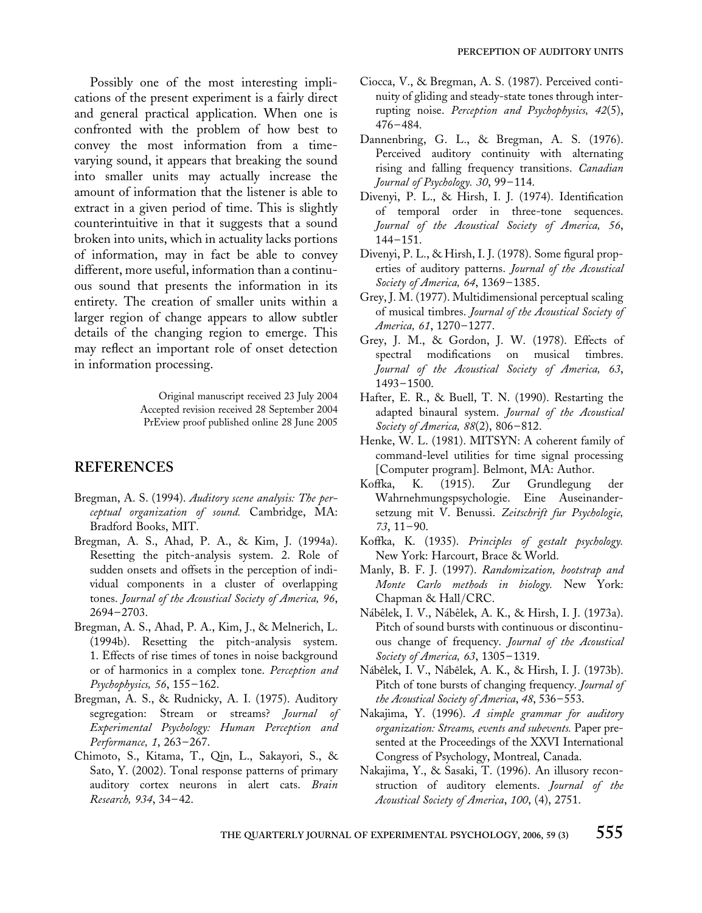Possibly one of the most interesting implications of the present experiment is a fairly direct and general practical application. When one is confronted with the problem of how best to convey the most information from a time-varying sound, it appears that breaking the sound into smaller units may actually increase the amount of information that the listener is able to extract in a given period of time. This is slightly counterintuitive in that it suggests that a sound broken into units, which in actuality lacks portions of information, may in fact be able to convey different, more useful, information than a continuous sound that presents the information in its entirety. The creation of smaller units within a larger region of change appears to allow subtler details of the changing region to emerge. This may reflect an important role of onset detection in information processing.

Original manuscript received 23 July 2004
Accepted revision received 28 September 2004
PrEview proof published online 28 June 2005

## REFERENCES

Bregman, A. S. (1994). *Auditory scene analysis: The perceptual organization of sound.* Cambridge, MA: Bradford Books, MIT.

Bregman, A. S., Ahad, P. A., & Kim, J. (1994a). Resetting the pitch-analysis system. 2. Role of sudden onsets and offsets in the perception of individual components in a cluster of overlapping tones. *Journal of the Acoustical Society of America, 96*, 2694–2703.

Bregman, A. S., Ahad, P. A., Kim, J., & Melnerich, L. (1994b). Resetting the pitch-analysis system. 1. Effects of rise times of tones in noise background or of harmonics in a complex tone. *Perception and Psychophysics, 56*, 155–162.

Bregman, A. S., & Rudnicky, A. I. (1975). Auditory segregation: Stream or streams? *Journal of Experimental Psychology: Human Perception and Performance, 1*, 263–267.

Chimoto, S., Kitama, T., Qin, L., Sakayori, S., & Sato, Y. (2002). Tonal response patterns of primary auditory cortex neurons in alert cats. *Brain Research, 934*, 34–42.

Ciocca, V., & Bregman, A. S. (1987). Perceived continuity of gliding and steady-state tones through interrupting noise. *Perception and Psychophysics, 42*(5), 476–484.

Dannenbring, G. L., & Bregman, A. S. (1976). Perceived auditory continuity with alternating rising and falling frequency transitions. *Canadian Journal of Psychology. 30*, 99–114.

Divenyi, P. L., & Hirsh, I. J. (1974). Identification of temporal order in three-tone sequences. *Journal of the Acoustical Society of America, 56*, 144–151.

Divenyi, P. L., & Hirsh, I. J. (1978). Some figural properties of auditory patterns. *Journal of the Acoustical Society of America, 64*, 1369–1385.

Grey, J. M. (1977). Multidimensional perceptual scaling of musical timbres. *Journal of the Acoustical Society of America, 61*, 1270–1277.

Grey, J. M., & Gordon, J. W. (1978). Effects of spectral modifications on musical timbres. *Journal of the Acoustical Society of America, 63*, 1493–1500.

Hafter, E. R., & Buell, T. N. (1990). Restarting the adapted binaural system. *Journal of the Acoustical Society of America, 88*(2), 806–812.

Henke, W. L. (1981). MITSYN: A coherent family of command-level utilities for time signal processing [Computer program]. Belmont, MA: Author.

Koffka, K. (1915). Zur Grundlegung der Wahrnehmungspsychologie. Eine Auseinandersetzung mit V. Benussi. *Zeitschrift fur Psychologie, 73*, 11–90.

Koffka, K. (1935). *Principles of gestalt psychology.* New York: Harcourt, Brace & World.

Manly, B. F. J. (1997). *Randomization, bootstrap and Monte Carlo methods in biology.* New York: Chapman & Hall/CRC.

Nábêlek, I. V., Nábêlek, A. K., & Hirsh, I. J. (1973a). Pitch of sound bursts with continuous or discontinuous change of frequency. *Journal of the Acoustical Society of America, 63*, 1305–1319.

Nábêlek, I. V., Nábêlek, A. K., & Hirsh, I. J. (1973b). Pitch of tone bursts of changing frequency. *Journal of the Acoustical Society of America*, *48*, 536–553.

Nakajima, Y. (1996). *A simple grammar for auditory organization: Streams, events and subevents.* Paper presented at the Proceedings of the XXVI International Congress of Psychology, Montreal, Canada.

Nakajima, Y., & Sasaki, T. (1996). An illusory reconstruction of auditory elements. *Journal of the Acoustical Society of America*, *100*, (4), 2751.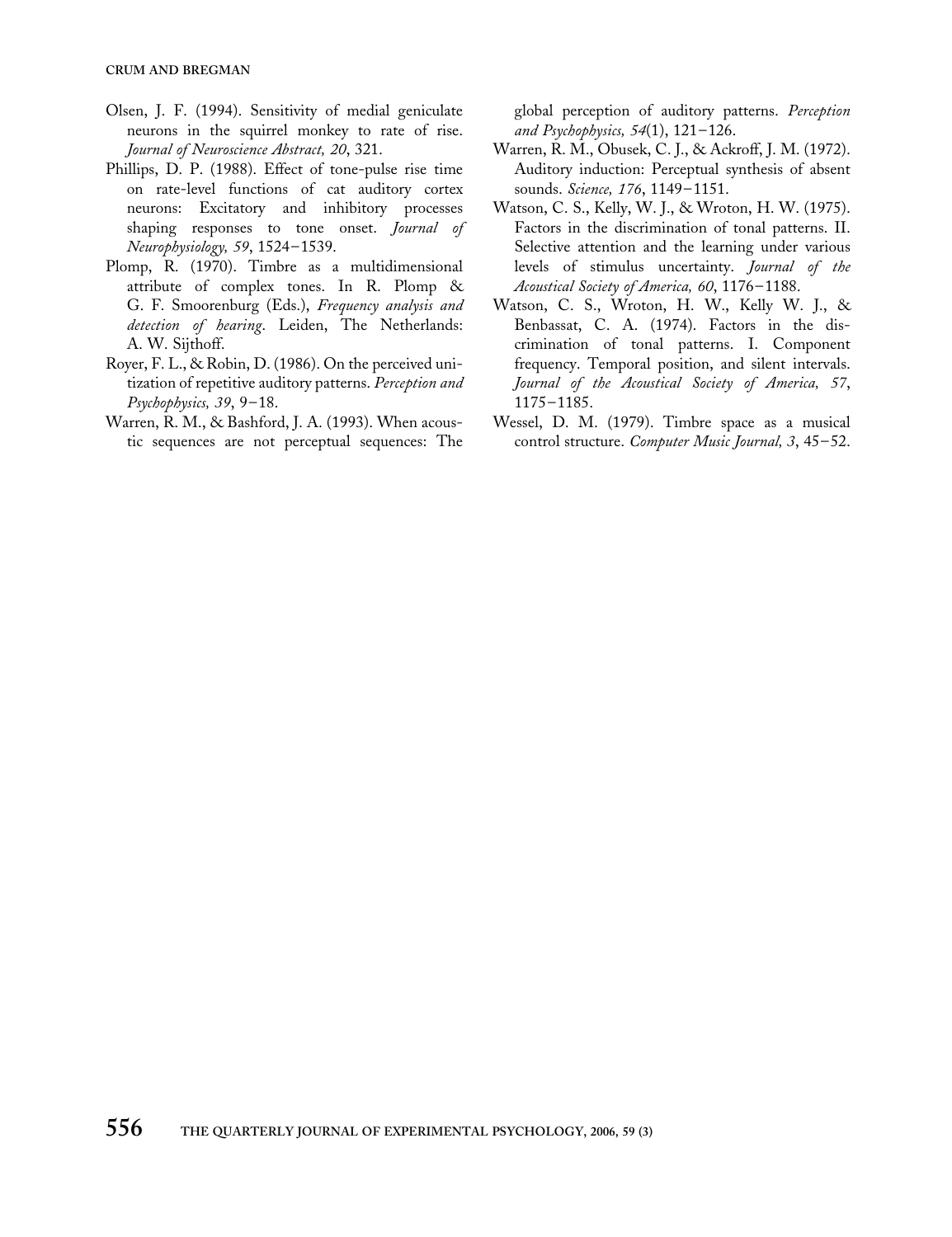Olsen, J. F. (1994). Sensitivity of medial geniculate neurons in the squirrel monkey to rate of rise. *Journal of Neuroscience Abstract, 20*, 321.

Phillips, D. P. (1988). Effect of tone-pulse rise time on rate-level functions of cat auditory cortex neurons: Excitatory and inhibitory processes shaping responses to tone onset. *Journal of Neurophysiology, 59*, 1524–1539.

Plomp, R. (1970). Timbre as a multidimensional attribute of complex tones. In R. Plomp & G. F. Smoorenburg (Eds.), *Frequency analysis and detection of hearing*. Leiden, The Netherlands: A. W. Sijthoff.

Royer, F. L., & Robin, D. (1986). On the perceived unitization of repetitive auditory patterns. *Perception and Psychophysics, 39*, 9–18.

Warren, R. M., & Bashford, J. A. (1993). When acoustic sequences are not perceptual sequences: The global perception of auditory patterns. *Perception and Psychophysics, 54*(1), 121–126.

Warren, R. M., Obusek, C. J., & Ackroff, J. M. (1972). Auditory induction: Perceptual synthesis of absent sounds. *Science, 176*, 1149–1151.

Watson, C. S., Kelly, W. J., & Wroton, H. W. (1975). Factors in the discrimination of tonal patterns. II. Selective attention and the learning under various levels of stimulus uncertainty. *Journal of the Acoustical Society of America, 60*, 1176–1188.

Watson, C. S., Wroton, H. W., Kelly W. J., & Benbassat, C. A. (1974). Factors in the discrimination of tonal patterns. I. Component frequency. Temporal position, and silent intervals. *Journal of the Acoustical Society of America, 57*, 1175–1185.

Wessel, D. M. (1979). Timbre space as a musical control structure. *Computer Music Journal, 3*, 45–52.